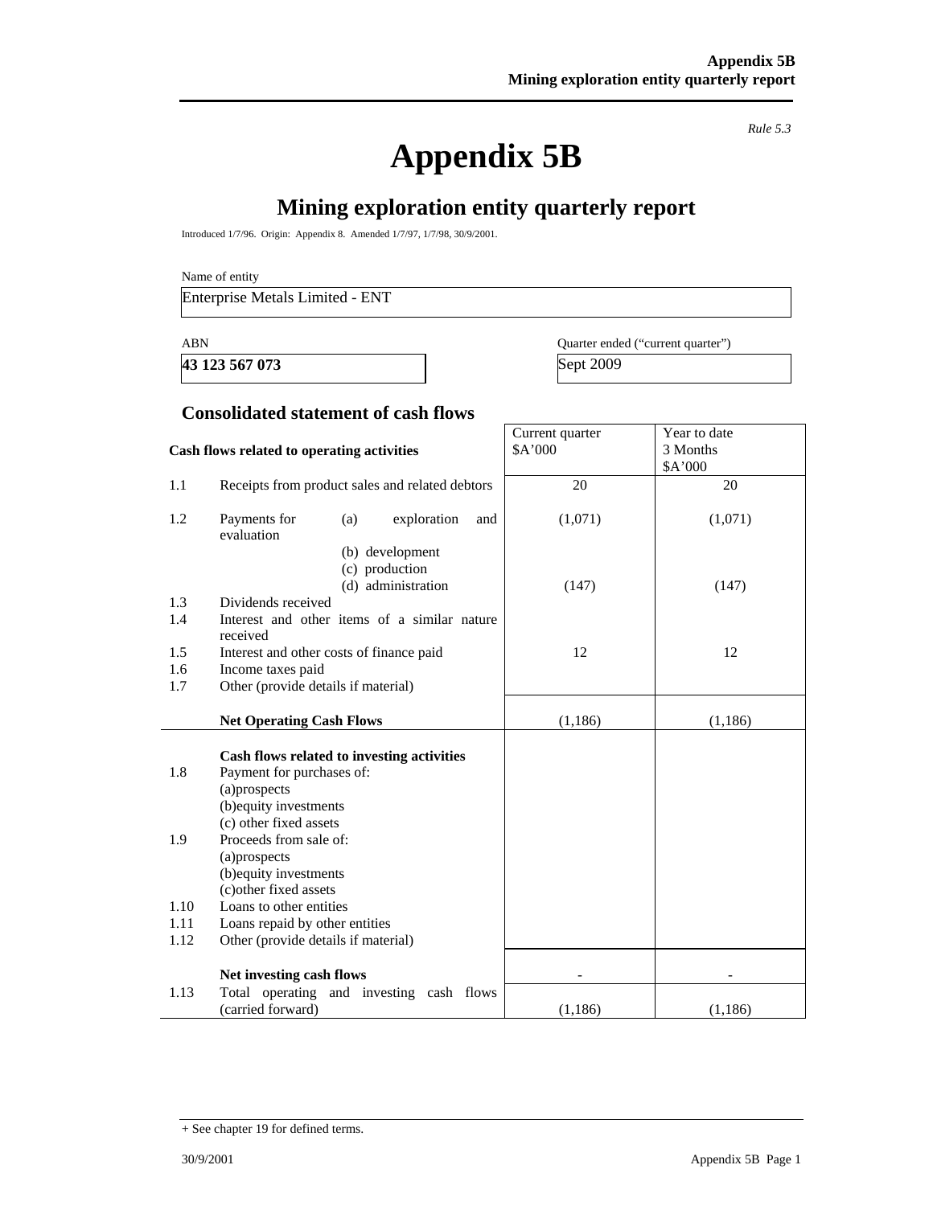*Rule 5.3*

# Appendix 5B

## Mining exploration entity quarterly report

Introduced 1/7/96. Origin: Appendix 8. Amended 1/7/97, 1/7/98, 30/9/2001.

Name of entity

Enterprise Metals Limited - ENT

| ABN | Quarter ended ("current quarter") |
|---|---|
| **43 123 567 073** | Sept 2009 |

### Consolidated statement of cash flows

| | Cash flows related to operating activities | Current quarter $A'000 | Year to date 3 Months $A'000 |
|---|---|---|---|
| 1.1 | Receipts from product sales and related debtors | 20 | 20 |
| 1.2 | Payments for (a) exploration and evaluation | (1,071) | (1,071) |
| | (b) development | | |
| | (c) production | | |
| | (d) administration | (147) | (147) |
| 1.3 | Dividends received | | |
| 1.4 | Interest and other items of a similar nature received | | |
| 1.5 | Interest and other costs of finance paid | 12 | 12 |
| 1.6 | Income taxes paid | | |
| 1.7 | Other (provide details if material) | | |
| | **Net Operating Cash Flows** | (1,186) | (1,186) |
| | **Cash flows related to investing activities** | | |
| 1.8 | Payment for purchases of: (a)prospects | | |
| | (b)equity investments | | |
| | (c) other fixed assets | | |
| 1.9 | Proceeds from sale of: (a)prospects | | |
| | (b)equity investments | | |
| | (c)other fixed assets | | |
| 1.10 | Loans to other entities | | |
| 1.11 | Loans repaid by other entities | | |
| 1.12 | Other (provide details if material) | | |
| | **Net investing cash flows** | - | - |
| 1.13 | Total operating and investing cash flows (carried forward) | (1,186) | (1,186) |

+ See chapter 19 for defined terms.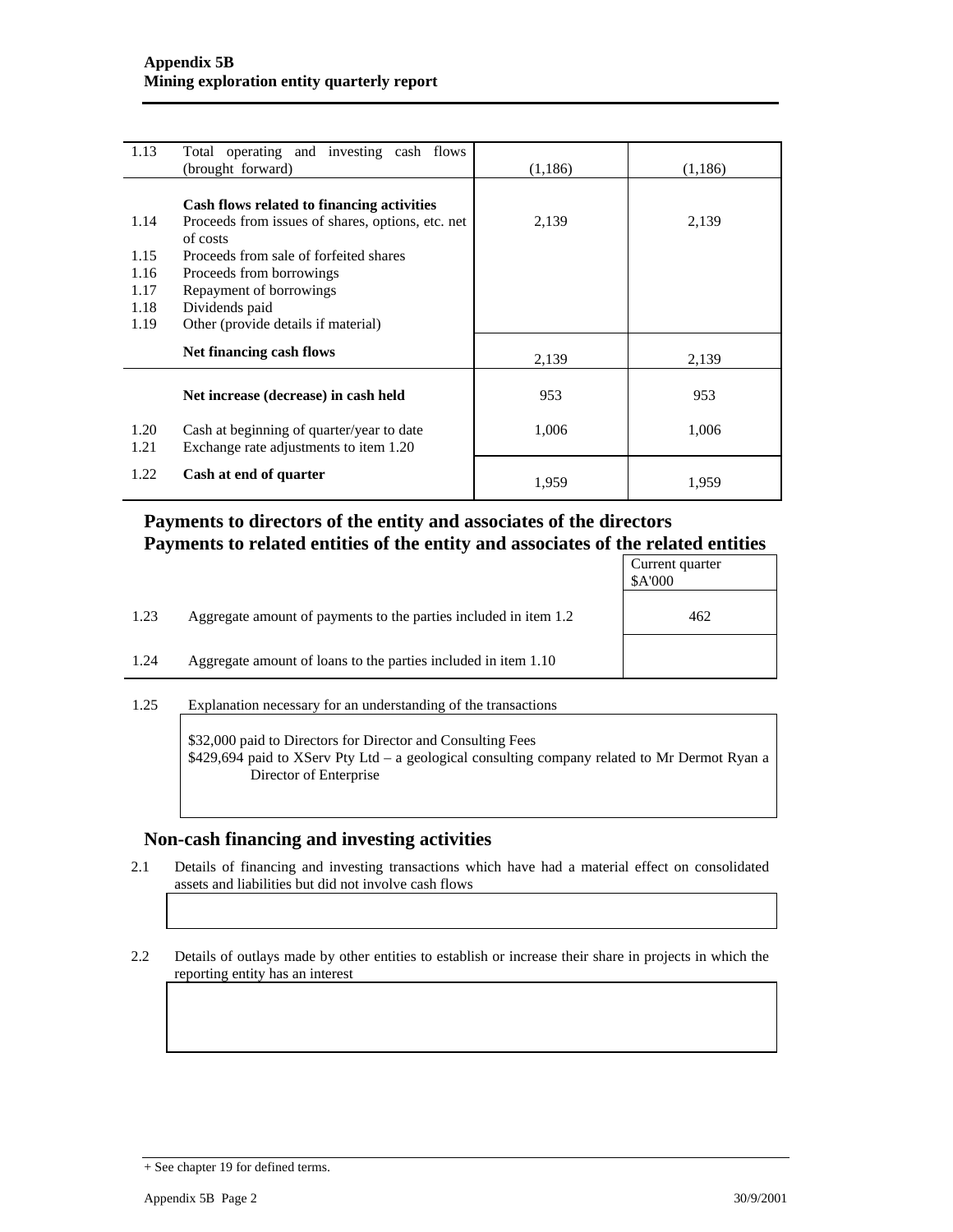| | | | |
|---|---|---|---|
| 1.13 | Total operating and investing cash flows (brought forward) | (1,186) | (1,186) |
| | **Cash flows related to financing activities** | | |
| 1.14 | Proceeds from issues of shares, options, etc. net of costs | 2,139 | 2,139 |
| 1.15 | Proceeds from sale of forfeited shares | | |
| 1.16 | Proceeds from borrowings | | |
| 1.17 | Repayment of borrowings | | |
| 1.18 | Dividends paid | | |
| 1.19 | Other (provide details if material) | | |
| | **Net financing cash flows** | 2,139 | 2,139 |
| | **Net increase (decrease) in cash held** | 953 | 953 |
| 1.20 | Cash at beginning of quarter/year to date | 1,006 | 1,006 |
| 1.21 | Exchange rate adjustments to item 1.20 | | |
| 1.22 | **Cash at end of quarter** | 1,959 | 1,959 |

## Payments to directors of the entity and associates of the directors Payments to related entities of the entity and associates of the related entities

| | | Current quarter $A'000 |
|---|---|---|
| 1.23 | Aggregate amount of payments to the parties included in item 1.2 | 462 |
| 1.24 | Aggregate amount of loans to the parties included in item 1.10 | |

1.25 Explanation necessary for an understanding of the transactions

$32,000 paid to Directors for Director and Consulting Fees
$429,694 paid to XServ Pty Ltd – a geological consulting company related to Mr Dermot Ryan a Director of Enterprise

## Non-cash financing and investing activities

2.1 Details of financing and investing transactions which have had a material effect on consolidated assets and liabilities but did not involve cash flows

2.2 Details of outlays made by other entities to establish or increase their share in projects in which the reporting entity has an interest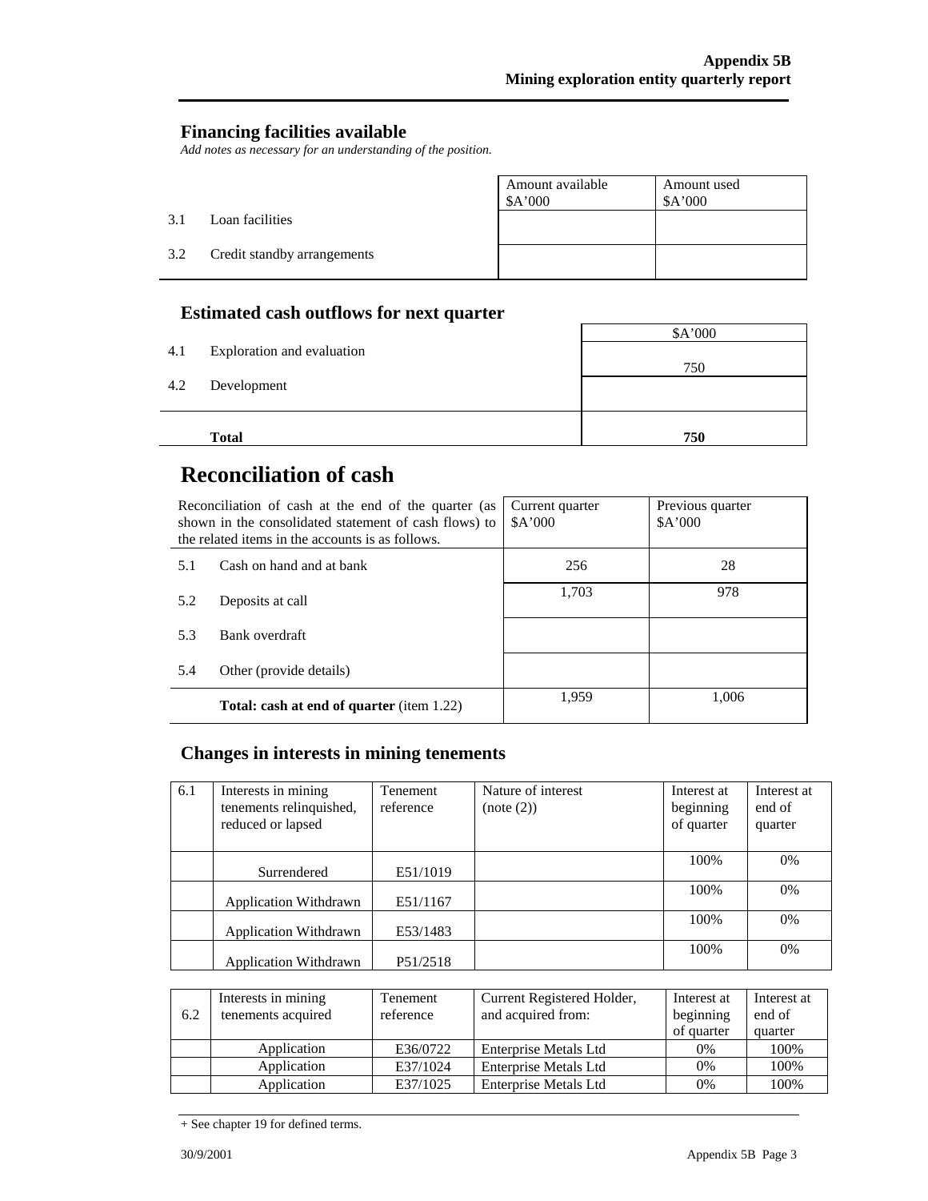## Financing facilities available

*Add notes as necessary for an understanding of the position.*

| | | Amount available $A'000 | Amount used $A'000 |
|---|---|---|---|
| 3.1 | Loan facilities | | |
| 3.2 | Credit standby arrangements | | |

## Estimated cash outflows for next quarter

| | | $A'000 |
|---|---|---|
| 4.1 | Exploration and evaluation | 750 |
| 4.2 | Development | |
| | **Total** | **750** |

# Reconciliation of cash

| Reconciliation of cash at the end of the quarter (as shown in the consolidated statement of cash flows) to the related items in the accounts is as follows. | | Current quarter $A'000 | Previous quarter $A'000 |
|---|---|---|---|
| 5.1 | Cash on hand and at bank | 256 | 28 |
| 5.2 | Deposits at call | 1,703 | 978 |
| 5.3 | Bank overdraft | | |
| 5.4 | Other (provide details) | | |
| | **Total: cash at end of quarter** (item 1.22) | 1,959 | 1,006 |

## Changes in interests in mining tenements

| 6.1 | Interests in mining tenements relinquished, reduced or lapsed | Tenement reference | Nature of interest (note (2)) | Interest at beginning of quarter | Interest at end of quarter |
|---|---|---|---|---|---|
| | Surrendered | E51/1019 | | 100% | 0% |
| | Application Withdrawn | E51/1167 | | 100% | 0% |
| | Application Withdrawn | E53/1483 | | 100% | 0% |
| | Application Withdrawn | P51/2518 | | 100% | 0% |

| 6.2 | Interests in mining tenements acquired | Tenement reference | Current Registered Holder, and acquired from: | Interest at beginning of quarter | Interest at end of quarter |
|---|---|---|---|---|---|
| | Application | E36/0722 | Enterprise Metals Ltd | 0% | 100% |
| | Application | E37/1024 | Enterprise Metals Ltd | 0% | 100% |
| | Application | E37/1025 | Enterprise Metals Ltd | 0% | 100% |

+ See chapter 19 for defined terms.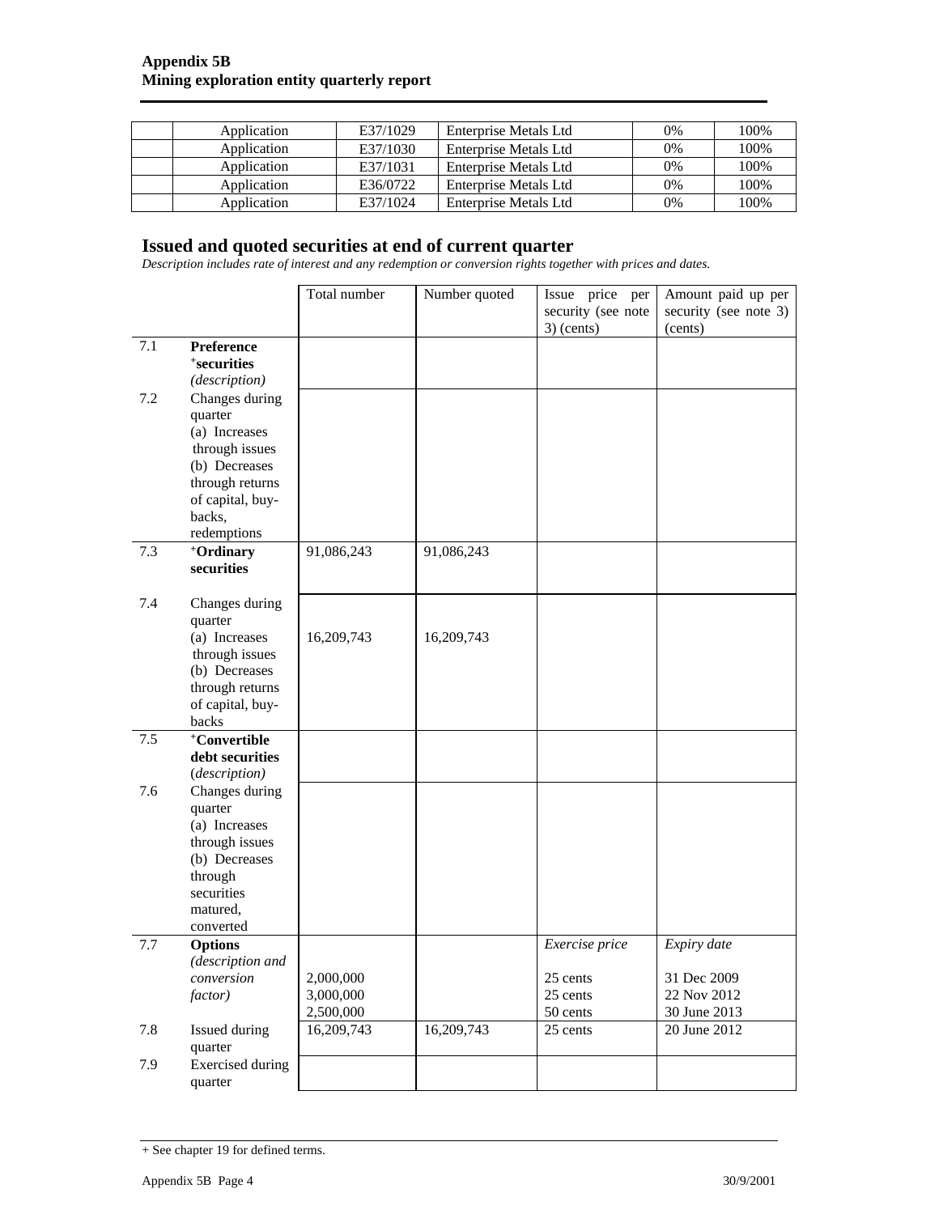| | Application | E37/1029 | Enterprise Metals Ltd | 0% | 100% |
|---|---|---|---|---|---|
| | Application | E37/1030 | Enterprise Metals Ltd | 0% | 100% |
| | Application | E37/1031 | Enterprise Metals Ltd | 0% | 100% |
| | Application | E36/0722 | Enterprise Metals Ltd | 0% | 100% |
| | Application | E37/1024 | Enterprise Metals Ltd | 0% | 100% |

## Issued and quoted securities at end of current quarter

*Description includes rate of interest and any redemption or conversion rights together with prices and dates.*

| | | Total number | Number quoted | Issue price per security (see note 3) (cents) | Amount paid up per security (see note 3) (cents) |
|---|---|---|---|---|---|
| 7.1 | **Preference +securities** *(description)* | | | | |
| 7.2 | Changes during quarter (a) Increases through issues (b) Decreases through returns of capital, buy-backs, redemptions | | | | |
| 7.3 | **+Ordinary securities** | 91,086,243 | 91,086,243 | | |
| 7.4 | Changes during quarter (a) Increases through issues (b) Decreases through returns of capital, buy-backs | 16,209,743 | 16,209,743 | | |
| 7.5 | **+Convertible debt securities** *(description)* | | | | |
| 7.6 | Changes during quarter (a) Increases through issues (b) Decreases through securities matured, converted | | | | |
| 7.7 | **Options** *(description and conversion factor)* | 2,000,000<br>3,000,000<br>2,500,000 | | *Exercise price*<br>25 cents<br>25 cents<br>50 cents | *Expiry date*<br>31 Dec 2009<br>22 Nov 2012<br>30 June 2013 |
| 7.8 | Issued during quarter | 16,209,743 | 16,209,743 | 25 cents | 20 June 2012 |
| 7.9 | Exercised during quarter | | | | |

+ See chapter 19 for defined terms.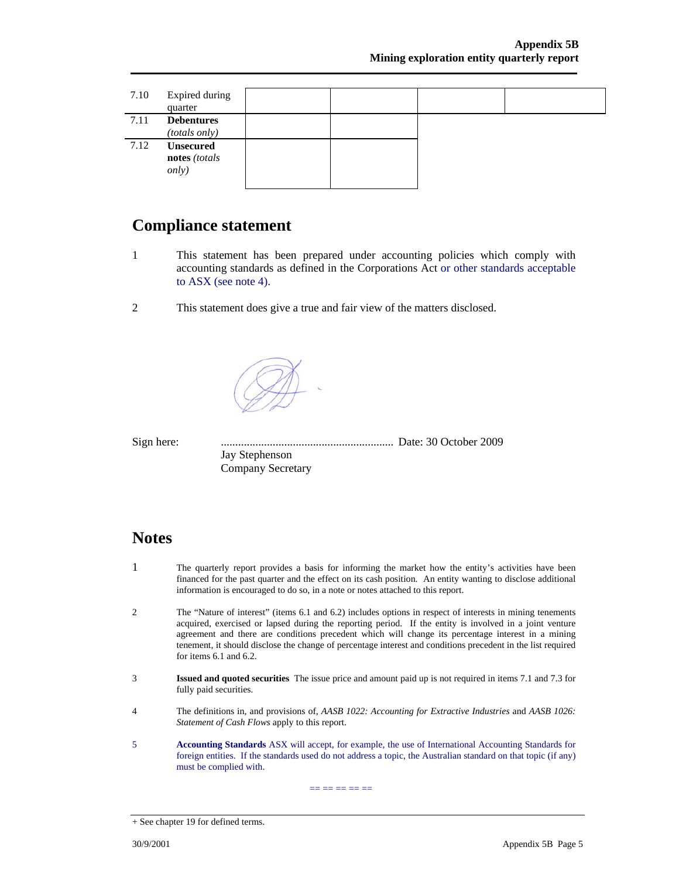| | | | | | |
|---|---|---|---|---|---|
| 7.10 | Expired during quarter | | | | |
| 7.11 | **Debentures** *(totals only)* | | | | |
| 7.12 | **Unsecured notes** *(totals only)* | | | | |

## Compliance statement

1 This statement has been prepared under accounting policies which comply with accounting standards as defined in the Corporations Act or other standards acceptable to ASX (see note 4).

2 This statement does give a true and fair view of the matters disclosed.

Sign here: ............................................................ Date: 30 October 2009
Jay Stephenson
Company Secretary

## Notes

1 The quarterly report provides a basis for informing the market how the entity's activities have been financed for the past quarter and the effect on its cash position. An entity wanting to disclose additional information is encouraged to do so, in a note or notes attached to this report.

2 The "Nature of interest" (items 6.1 and 6.2) includes options in respect of interests in mining tenements acquired, exercised or lapsed during the reporting period. If the entity is involved in a joint venture agreement and there are conditions precedent which will change its percentage interest in a mining tenement, it should disclose the change of percentage interest and conditions precedent in the list required for items 6.1 and 6.2.

3 **Issued and quoted securities** The issue price and amount paid up is not required in items 7.1 and 7.3 for fully paid securities.

4 The definitions in, and provisions of, *AASB 1022: Accounting for Extractive Industries* and *AASB 1026: Statement of Cash Flows* apply to this report.

5 **Accounting Standards** ASX will accept, for example, the use of International Accounting Standards for foreign entities. If the standards used do not address a topic, the Australian standard on that topic (if any) must be complied with.

== == == == ==

+ See chapter 19 for defined terms.